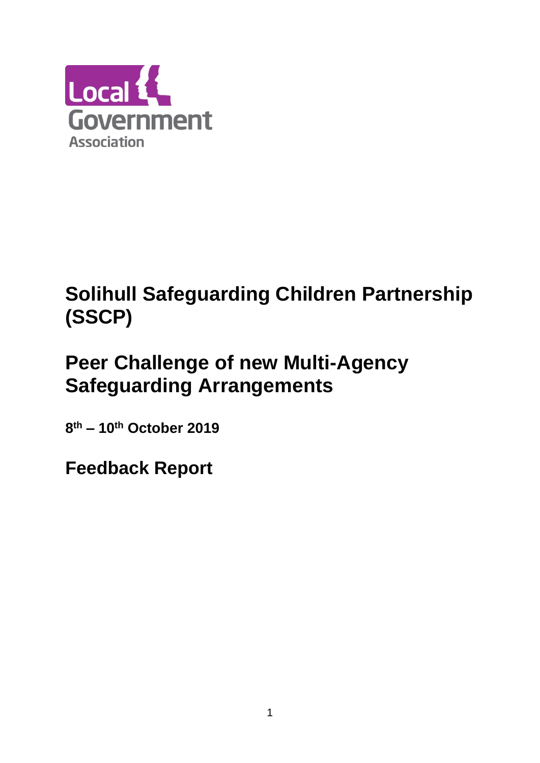Local Government Association

# Solihull Safeguarding Children Partnership (SSCP)

# Peer Challenge of new Multi-Agency Safeguarding Arrangements

**8th – 10th October 2019**

## Feedback Report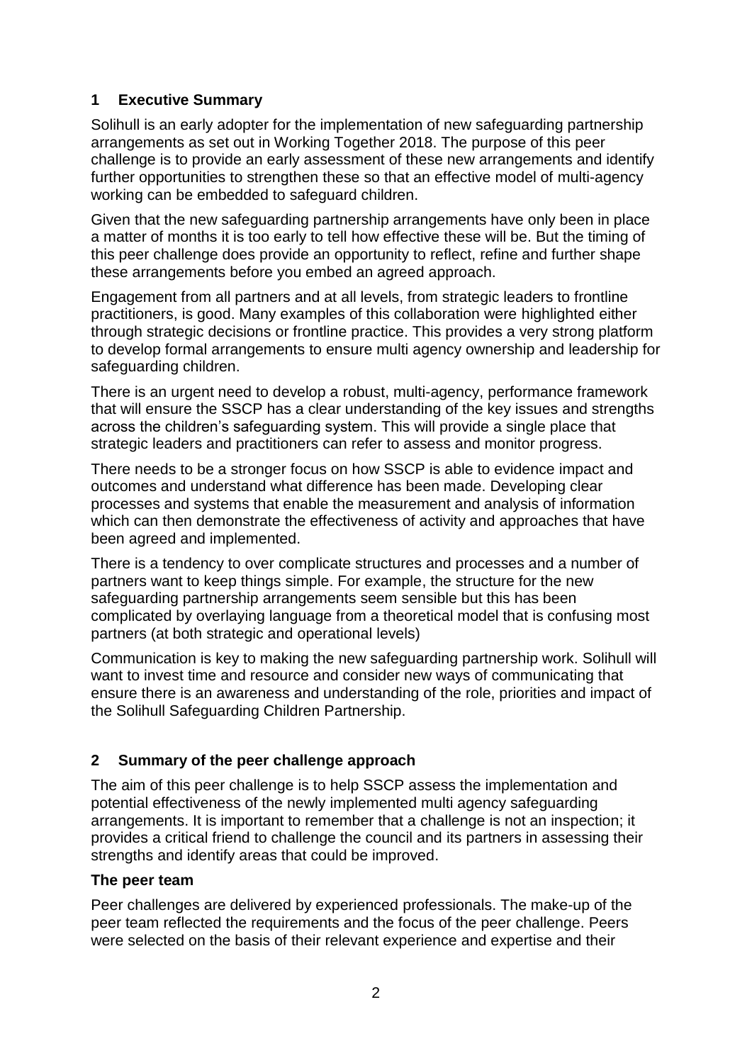## 1 Executive Summary

Solihull is an early adopter for the implementation of new safeguarding partnership arrangements as set out in Working Together 2018. The purpose of this peer challenge is to provide an early assessment of these new arrangements and identify further opportunities to strengthen these so that an effective model of multi-agency working can be embedded to safeguard children.

Given that the new safeguarding partnership arrangements have only been in place a matter of months it is too early to tell how effective these will be. But the timing of this peer challenge does provide an opportunity to reflect, refine and further shape these arrangements before you embed an agreed approach.

Engagement from all partners and at all levels, from strategic leaders to frontline practitioners, is good. Many examples of this collaboration were highlighted either through strategic decisions or frontline practice. This provides a very strong platform to develop formal arrangements to ensure multi agency ownership and leadership for safeguarding children.

There is an urgent need to develop a robust, multi-agency, performance framework that will ensure the SSCP has a clear understanding of the key issues and strengths across the children's safeguarding system. This will provide a single place that strategic leaders and practitioners can refer to assess and monitor progress.

There needs to be a stronger focus on how SSCP is able to evidence impact and outcomes and understand what difference has been made. Developing clear processes and systems that enable the measurement and analysis of information which can then demonstrate the effectiveness of activity and approaches that have been agreed and implemented.

There is a tendency to over complicate structures and processes and a number of partners want to keep things simple. For example, the structure for the new safeguarding partnership arrangements seem sensible but this has been complicated by overlaying language from a theoretical model that is confusing most partners (at both strategic and operational levels)

Communication is key to making the new safeguarding partnership work. Solihull will want to invest time and resource and consider new ways of communicating that ensure there is an awareness and understanding of the role, priorities and impact of the Solihull Safeguarding Children Partnership.

## 2 Summary of the peer challenge approach

The aim of this peer challenge is to help SSCP assess the implementation and potential effectiveness of the newly implemented multi agency safeguarding arrangements. It is important to remember that a challenge is not an inspection; it provides a critical friend to challenge the council and its partners in assessing their strengths and identify areas that could be improved.

### The peer team

Peer challenges are delivered by experienced professionals. The make-up of the peer team reflected the requirements and the focus of the peer challenge. Peers were selected on the basis of their relevant experience and expertise and their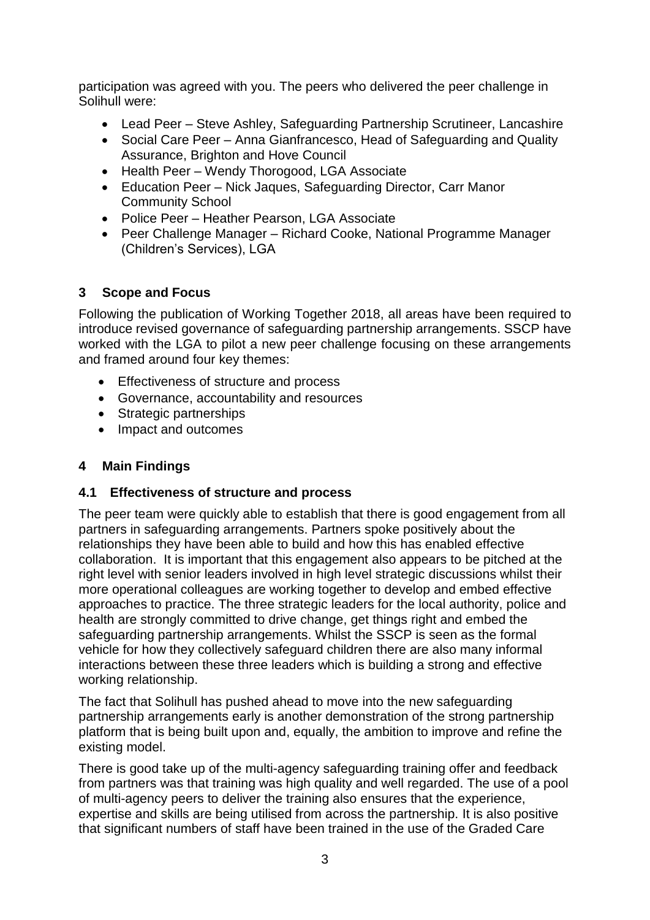participation was agreed with you. The peers who delivered the peer challenge in Solihull were:

- Lead Peer – Steve Ashley, Safeguarding Partnership Scrutineer, Lancashire
- Social Care Peer – Anna Gianfrancesco, Head of Safeguarding and Quality Assurance, Brighton and Hove Council
- Health Peer – Wendy Thorogood, LGA Associate
- Education Peer – Nick Jaques, Safeguarding Director, Carr Manor Community School
- Police Peer – Heather Pearson, LGA Associate
- Peer Challenge Manager – Richard Cooke, National Programme Manager (Children's Services), LGA

## 3 Scope and Focus

Following the publication of Working Together 2018, all areas have been required to introduce revised governance of safeguarding partnership arrangements. SSCP have worked with the LGA to pilot a new peer challenge focusing on these arrangements and framed around four key themes:

- Effectiveness of structure and process
- Governance, accountability and resources
- Strategic partnerships
- Impact and outcomes

## 4 Main Findings

### 4.1 Effectiveness of structure and process

The peer team were quickly able to establish that there is good engagement from all partners in safeguarding arrangements. Partners spoke positively about the relationships they have been able to build and how this has enabled effective collaboration. It is important that this engagement also appears to be pitched at the right level with senior leaders involved in high level strategic discussions whilst their more operational colleagues are working together to develop and embed effective approaches to practice. The three strategic leaders for the local authority, police and health are strongly committed to drive change, get things right and embed the safeguarding partnership arrangements. Whilst the SSCP is seen as the formal vehicle for how they collectively safeguard children there are also many informal interactions between these three leaders which is building a strong and effective working relationship.

The fact that Solihull has pushed ahead to move into the new safeguarding partnership arrangements early is another demonstration of the strong partnership platform that is being built upon and, equally, the ambition to improve and refine the existing model.

There is good take up of the multi-agency safeguarding training offer and feedback from partners was that training was high quality and well regarded. The use of a pool of multi-agency peers to deliver the training also ensures that the experience, expertise and skills are being utilised from across the partnership. It is also positive that significant numbers of staff have been trained in the use of the Graded Care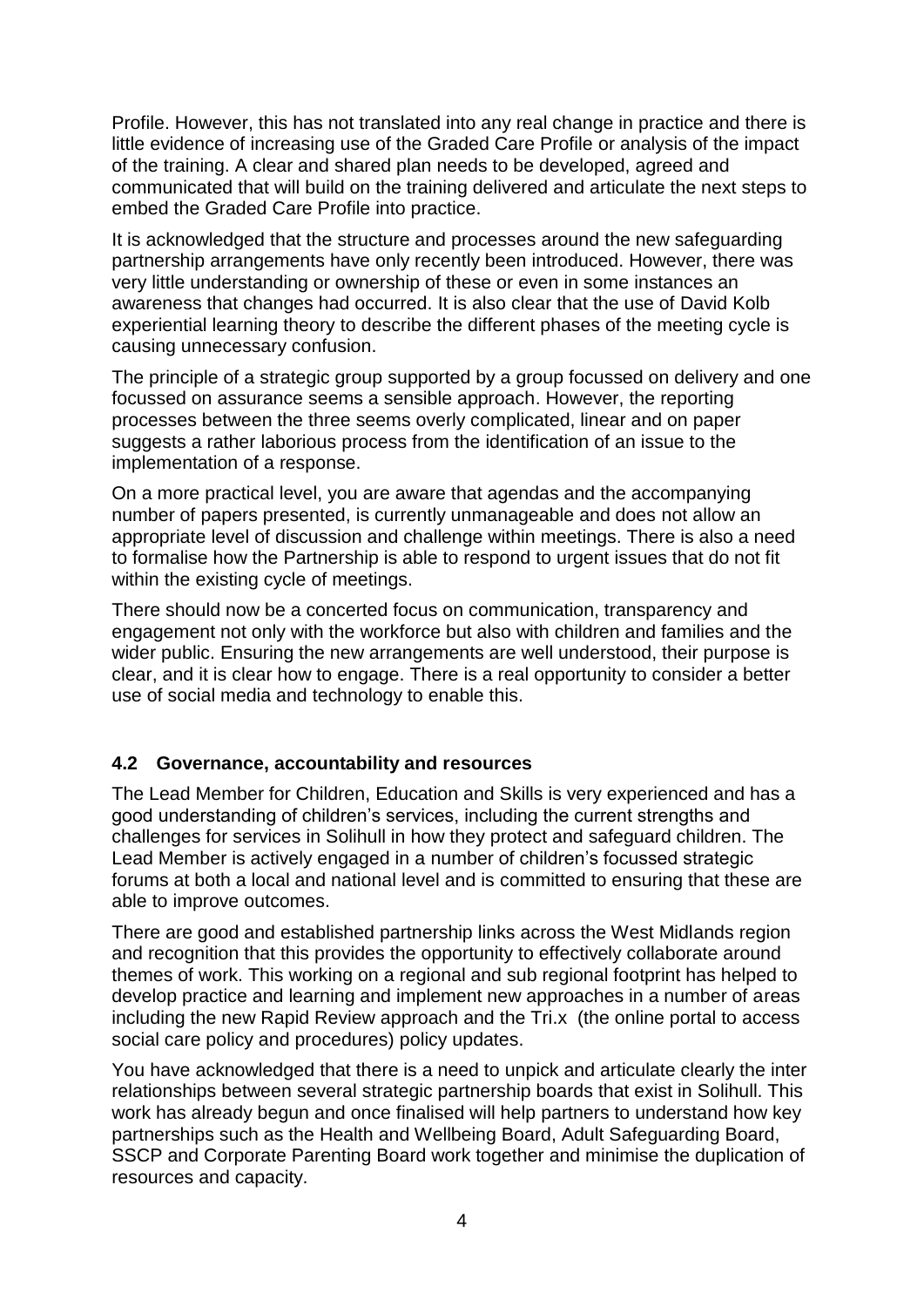Profile. However, this has not translated into any real change in practice and there is little evidence of increasing use of the Graded Care Profile or analysis of the impact of the training. A clear and shared plan needs to be developed, agreed and communicated that will build on the training delivered and articulate the next steps to embed the Graded Care Profile into practice.

It is acknowledged that the structure and processes around the new safeguarding partnership arrangements have only recently been introduced. However, there was very little understanding or ownership of these or even in some instances an awareness that changes had occurred. It is also clear that the use of David Kolb experiential learning theory to describe the different phases of the meeting cycle is causing unnecessary confusion.

The principle of a strategic group supported by a group focussed on delivery and one focussed on assurance seems a sensible approach. However, the reporting processes between the three seems overly complicated, linear and on paper suggests a rather laborious process from the identification of an issue to the implementation of a response.

On a more practical level, you are aware that agendas and the accompanying number of papers presented, is currently unmanageable and does not allow an appropriate level of discussion and challenge within meetings. There is also a need to formalise how the Partnership is able to respond to urgent issues that do not fit within the existing cycle of meetings.

There should now be a concerted focus on communication, transparency and engagement not only with the workforce but also with children and families and the wider public. Ensuring the new arrangements are well understood, their purpose is clear, and it is clear how to engage. There is a real opportunity to consider a better use of social media and technology to enable this.

### 4.2 Governance, accountability and resources

The Lead Member for Children, Education and Skills is very experienced and has a good understanding of children's services, including the current strengths and challenges for services in Solihull in how they protect and safeguard children. The Lead Member is actively engaged in a number of children's focussed strategic forums at both a local and national level and is committed to ensuring that these are able to improve outcomes.

There are good and established partnership links across the West Midlands region and recognition that this provides the opportunity to effectively collaborate around themes of work. This working on a regional and sub regional footprint has helped to develop practice and learning and implement new approaches in a number of areas including the new Rapid Review approach and the Tri.x (the online portal to access social care policy and procedures) policy updates.

You have acknowledged that there is a need to unpick and articulate clearly the inter relationships between several strategic partnership boards that exist in Solihull. This work has already begun and once finalised will help partners to understand how key partnerships such as the Health and Wellbeing Board, Adult Safeguarding Board, SSCP and Corporate Parenting Board work together and minimise the duplication of resources and capacity.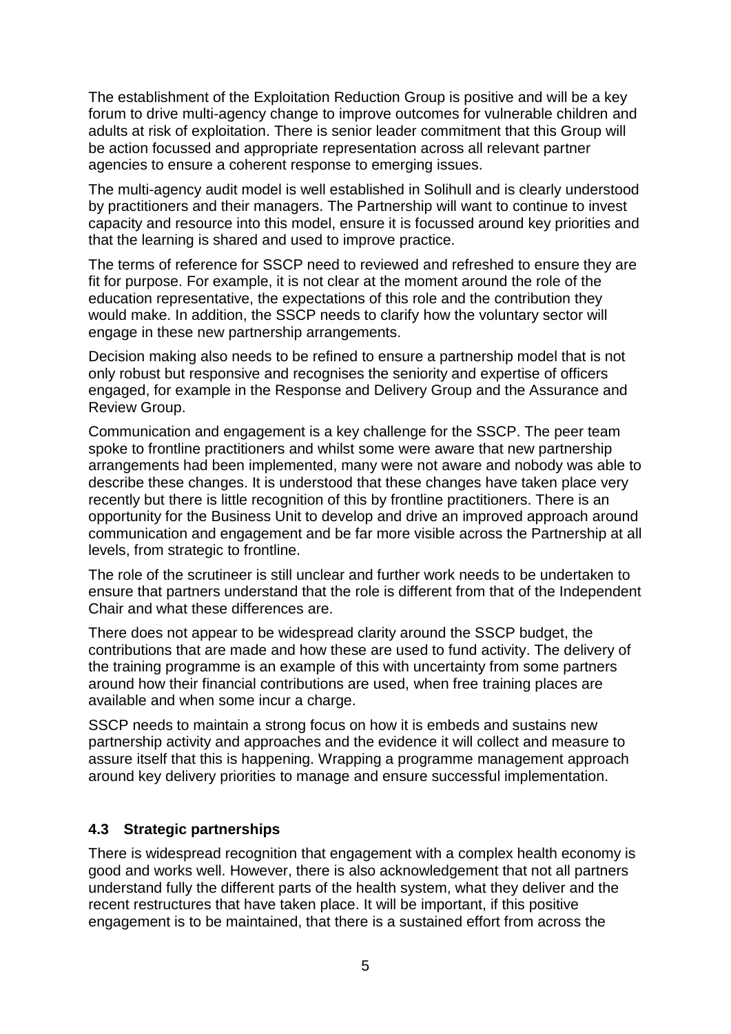The establishment of the Exploitation Reduction Group is positive and will be a key forum to drive multi-agency change to improve outcomes for vulnerable children and adults at risk of exploitation. There is senior leader commitment that this Group will be action focussed and appropriate representation across all relevant partner agencies to ensure a coherent response to emerging issues.

The multi-agency audit model is well established in Solihull and is clearly understood by practitioners and their managers. The Partnership will want to continue to invest capacity and resource into this model, ensure it is focussed around key priorities and that the learning is shared and used to improve practice.

The terms of reference for SSCP need to reviewed and refreshed to ensure they are fit for purpose. For example, it is not clear at the moment around the role of the education representative, the expectations of this role and the contribution they would make. In addition, the SSCP needs to clarify how the voluntary sector will engage in these new partnership arrangements.

Decision making also needs to be refined to ensure a partnership model that is not only robust but responsive and recognises the seniority and expertise of officers engaged, for example in the Response and Delivery Group and the Assurance and Review Group.

Communication and engagement is a key challenge for the SSCP. The peer team spoke to frontline practitioners and whilst some were aware that new partnership arrangements had been implemented, many were not aware and nobody was able to describe these changes. It is understood that these changes have taken place very recently but there is little recognition of this by frontline practitioners. There is an opportunity for the Business Unit to develop and drive an improved approach around communication and engagement and be far more visible across the Partnership at all levels, from strategic to frontline.

The role of the scrutineer is still unclear and further work needs to be undertaken to ensure that partners understand that the role is different from that of the Independent Chair and what these differences are.

There does not appear to be widespread clarity around the SSCP budget, the contributions that are made and how these are used to fund activity. The delivery of the training programme is an example of this with uncertainty from some partners around how their financial contributions are used, when free training places are available and when some incur a charge.

SSCP needs to maintain a strong focus on how it is embeds and sustains new partnership activity and approaches and the evidence it will collect and measure to assure itself that this is happening. Wrapping a programme management approach around key delivery priorities to manage and ensure successful implementation.

### 4.3 Strategic partnerships

There is widespread recognition that engagement with a complex health economy is good and works well. However, there is also acknowledgement that not all partners understand fully the different parts of the health system, what they deliver and the recent restructures that have taken place. It will be important, if this positive engagement is to be maintained, that there is a sustained effort from across the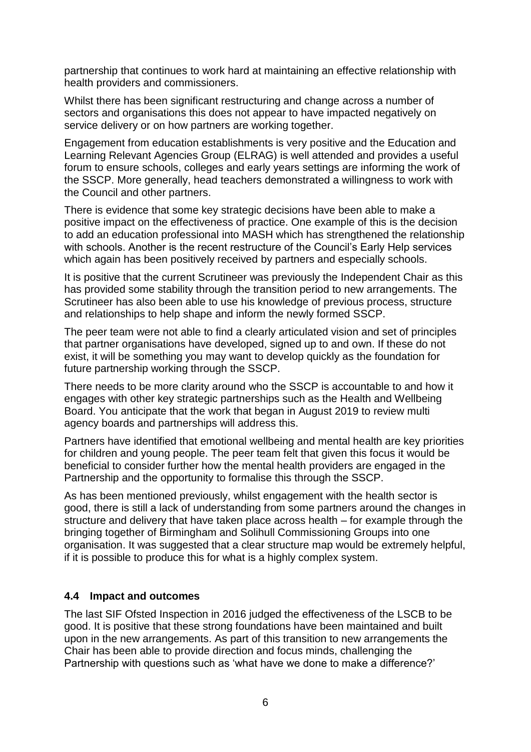partnership that continues to work hard at maintaining an effective relationship with health providers and commissioners.

Whilst there has been significant restructuring and change across a number of sectors and organisations this does not appear to have impacted negatively on service delivery or on how partners are working together.

Engagement from education establishments is very positive and the Education and Learning Relevant Agencies Group (ELRAG) is well attended and provides a useful forum to ensure schools, colleges and early years settings are informing the work of the SSCP. More generally, head teachers demonstrated a willingness to work with the Council and other partners.

There is evidence that some key strategic decisions have been able to make a positive impact on the effectiveness of practice. One example of this is the decision to add an education professional into MASH which has strengthened the relationship with schools. Another is the recent restructure of the Council's Early Help services which again has been positively received by partners and especially schools.

It is positive that the current Scrutineer was previously the Independent Chair as this has provided some stability through the transition period to new arrangements. The Scrutineer has also been able to use his knowledge of previous process, structure and relationships to help shape and inform the newly formed SSCP.

The peer team were not able to find a clearly articulated vision and set of principles that partner organisations have developed, signed up to and own. If these do not exist, it will be something you may want to develop quickly as the foundation for future partnership working through the SSCP.

There needs to be more clarity around who the SSCP is accountable to and how it engages with other key strategic partnerships such as the Health and Wellbeing Board. You anticipate that the work that began in August 2019 to review multi agency boards and partnerships will address this.

Partners have identified that emotional wellbeing and mental health are key priorities for children and young people. The peer team felt that given this focus it would be beneficial to consider further how the mental health providers are engaged in the Partnership and the opportunity to formalise this through the SSCP.

As has been mentioned previously, whilst engagement with the health sector is good, there is still a lack of understanding from some partners around the changes in structure and delivery that have taken place across health – for example through the bringing together of Birmingham and Solihull Commissioning Groups into one organisation. It was suggested that a clear structure map would be extremely helpful, if it is possible to produce this for what is a highly complex system.

### 4.4 Impact and outcomes

The last SIF Ofsted Inspection in 2016 judged the effectiveness of the LSCB to be good. It is positive that these strong foundations have been maintained and built upon in the new arrangements. As part of this transition to new arrangements the Chair has been able to provide direction and focus minds, challenging the Partnership with questions such as 'what have we done to make a difference?'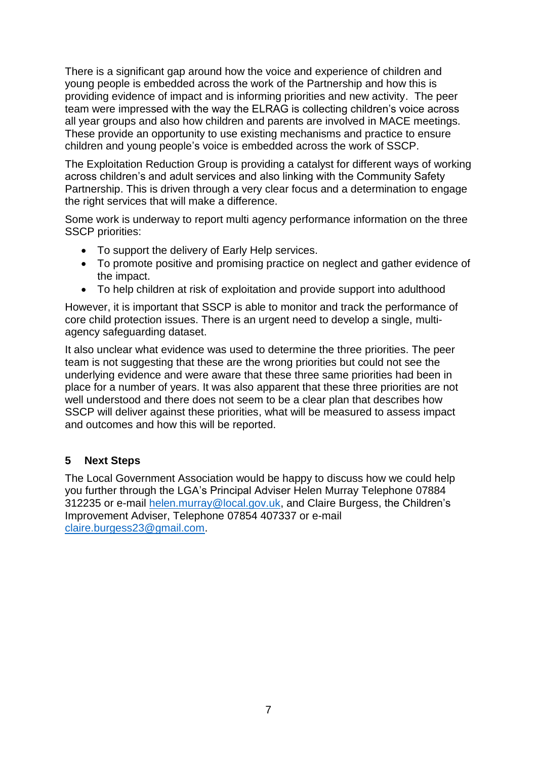There is a significant gap around how the voice and experience of children and young people is embedded across the work of the Partnership and how this is providing evidence of impact and is informing priorities and new activity. The peer team were impressed with the way the ELRAG is collecting children's voice across all year groups and also how children and parents are involved in MACE meetings. These provide an opportunity to use existing mechanisms and practice to ensure children and young people's voice is embedded across the work of SSCP.

The Exploitation Reduction Group is providing a catalyst for different ways of working across children's and adult services and also linking with the Community Safety Partnership. This is driven through a very clear focus and a determination to engage the right services that will make a difference.

Some work is underway to report multi agency performance information on the three SSCP priorities:

- To support the delivery of Early Help services.
- To promote positive and promising practice on neglect and gather evidence of the impact.
- To help children at risk of exploitation and provide support into adulthood

However, it is important that SSCP is able to monitor and track the performance of core child protection issues. There is an urgent need to develop a single, multi-agency safeguarding dataset.

It also unclear what evidence was used to determine the three priorities. The peer team is not suggesting that these are the wrong priorities but could not see the underlying evidence and were aware that these three same priorities had been in place for a number of years. It was also apparent that these three priorities are not well understood and there does not seem to be a clear plan that describes how SSCP will deliver against these priorities, what will be measured to assess impact and outcomes and how this will be reported.

## 5 Next Steps

The Local Government Association would be happy to discuss how we could help you further through the LGA's Principal Adviser Helen Murray Telephone 07884 312235 or e-mail helen.murray@local.gov.uk, and Claire Burgess, the Children's Improvement Adviser, Telephone 07854 407337 or e-mail claire.burgess23@gmail.com.